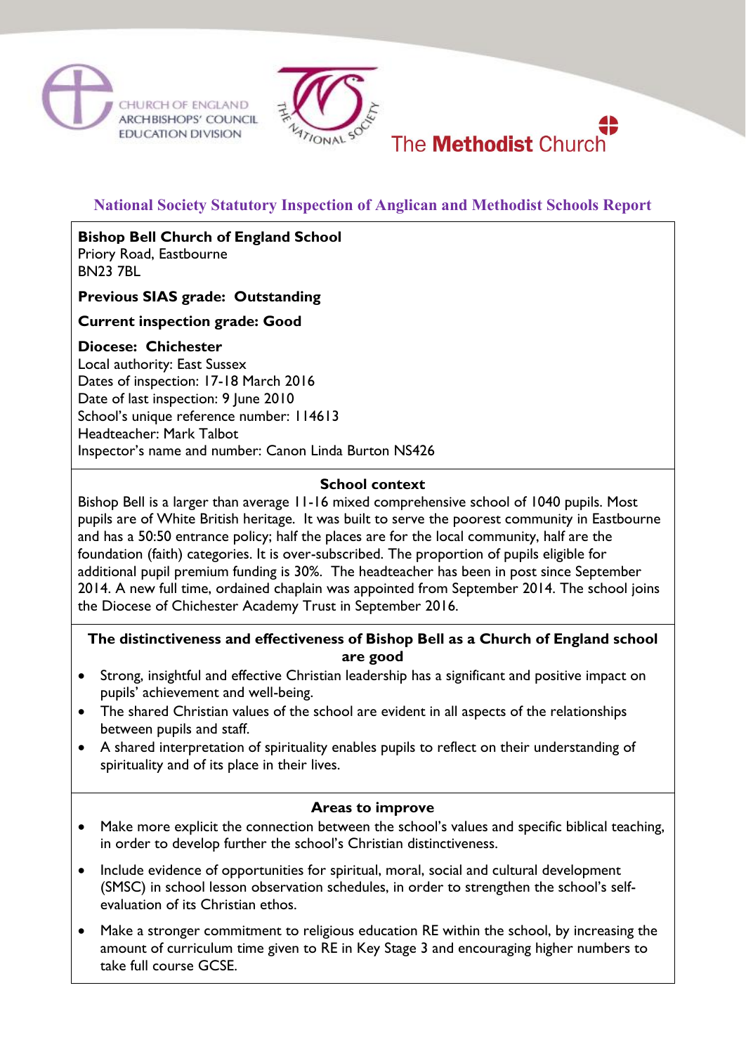CHURCH OF ENGLAND ARCHBISHOPS' COUNCIL EDUCATION DIVISION

THE NATIONAL SOCIETY

The **Methodist** Church

## National Society Statutory Inspection of Anglican and Methodist Schools Report

**Bishop Bell Church of England School**
Priory Road, Eastbourne
BN23 7BL

**Previous SIAS grade: Outstanding**

**Current inspection grade: Good**

**Diocese: Chichester**
Local authority: East Sussex
Dates of inspection: 17-18 March 2016
Date of last inspection: 9 June 2010
School's unique reference number: 114613
Headteacher: Mark Talbot
Inspector's name and number: Canon Linda Burton NS426

### School context

Bishop Bell is a larger than average 11-16 mixed comprehensive school of 1040 pupils. Most pupils are of White British heritage. It was built to serve the poorest community in Eastbourne and has a 50:50 entrance policy; half the places are for the local community, half are the foundation (faith) categories. It is over-subscribed. The proportion of pupils eligible for additional pupil premium funding is 30%. The headteacher has been in post since September 2014. A new full time, ordained chaplain was appointed from September 2014. The school joins the Diocese of Chichester Academy Trust in September 2016.

### The distinctiveness and effectiveness of Bishop Bell as a Church of England school are good

- Strong, insightful and effective Christian leadership has a significant and positive impact on pupils' achievement and well-being.
- The shared Christian values of the school are evident in all aspects of the relationships between pupils and staff.
- A shared interpretation of spirituality enables pupils to reflect on their understanding of spirituality and of its place in their lives.

### Areas to improve

- Make more explicit the connection between the school's values and specific biblical teaching, in order to develop further the school's Christian distinctiveness.
- Include evidence of opportunities for spiritual, moral, social and cultural development (SMSC) in school lesson observation schedules, in order to strengthen the school's self-evaluation of its Christian ethos.
- Make a stronger commitment to religious education RE within the school, by increasing the amount of curriculum time given to RE in Key Stage 3 and encouraging higher numbers to take full course GCSE.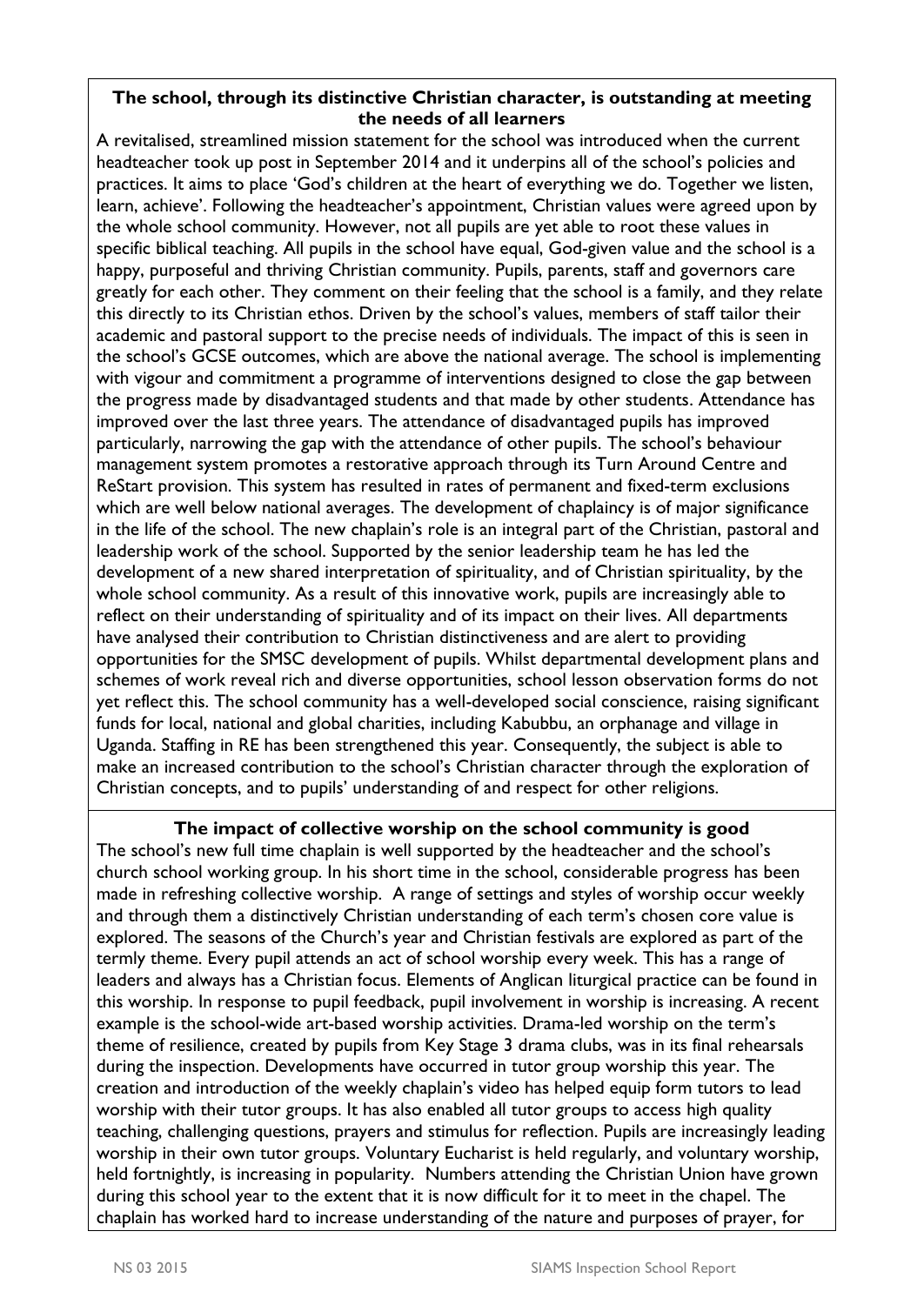**The school, through its distinctive Christian character, is outstanding at meeting the needs of all learners**

A revitalised, streamlined mission statement for the school was introduced when the current headteacher took up post in September 2014 and it underpins all of the school's policies and practices. It aims to place 'God's children at the heart of everything we do. Together we listen, learn, achieve'. Following the headteacher's appointment, Christian values were agreed upon by the whole school community. However, not all pupils are yet able to root these values in specific biblical teaching. All pupils in the school have equal, God-given value and the school is a happy, purposeful and thriving Christian community. Pupils, parents, staff and governors care greatly for each other. They comment on their feeling that the school is a family, and they relate this directly to its Christian ethos. Driven by the school's values, members of staff tailor their academic and pastoral support to the precise needs of individuals. The impact of this is seen in the school's GCSE outcomes, which are above the national average. The school is implementing with vigour and commitment a programme of interventions designed to close the gap between the progress made by disadvantaged students and that made by other students. Attendance has improved over the last three years. The attendance of disadvantaged pupils has improved particularly, narrowing the gap with the attendance of other pupils. The school's behaviour management system promotes a restorative approach through its Turn Around Centre and ReStart provision. This system has resulted in rates of permanent and fixed-term exclusions which are well below national averages. The development of chaplaincy is of major significance in the life of the school. The new chaplain's role is an integral part of the Christian, pastoral and leadership work of the school. Supported by the senior leadership team he has led the development of a new shared interpretation of spirituality, and of Christian spirituality, by the whole school community. As a result of this innovative work, pupils are increasingly able to reflect on their understanding of spirituality and of its impact on their lives. All departments have analysed their contribution to Christian distinctiveness and are alert to providing opportunities for the SMSC development of pupils. Whilst departmental development plans and schemes of work reveal rich and diverse opportunities, school lesson observation forms do not yet reflect this. The school community has a well-developed social conscience, raising significant funds for local, national and global charities, including Kabubbu, an orphanage and village in Uganda. Staffing in RE has been strengthened this year. Consequently, the subject is able to make an increased contribution to the school's Christian character through the exploration of Christian concepts, and to pupils' understanding of and respect for other religions.

**The impact of collective worship on the school community is good**

The school's new full time chaplain is well supported by the headteacher and the school's church school working group. In his short time in the school, considerable progress has been made in refreshing collective worship. A range of settings and styles of worship occur weekly and through them a distinctively Christian understanding of each term's chosen core value is explored. The seasons of the Church's year and Christian festivals are explored as part of the termly theme. Every pupil attends an act of school worship every week. This has a range of leaders and always has a Christian focus. Elements of Anglican liturgical practice can be found in this worship. In response to pupil feedback, pupil involvement in worship is increasing. A recent example is the school-wide art-based worship activities. Drama-led worship on the term's theme of resilience, created by pupils from Key Stage 3 drama clubs, was in its final rehearsals during the inspection. Developments have occurred in tutor group worship this year. The creation and introduction of the weekly chaplain's video has helped equip form tutors to lead worship with their tutor groups. It has also enabled all tutor groups to access high quality teaching, challenging questions, prayers and stimulus for reflection. Pupils are increasingly leading worship in their own tutor groups. Voluntary Eucharist is held regularly, and voluntary worship, held fortnightly, is increasing in popularity. Numbers attending the Christian Union have grown during this school year to the extent that it is now difficult for it to meet in the chapel. The chaplain has worked hard to increase understanding of the nature and purposes of prayer, for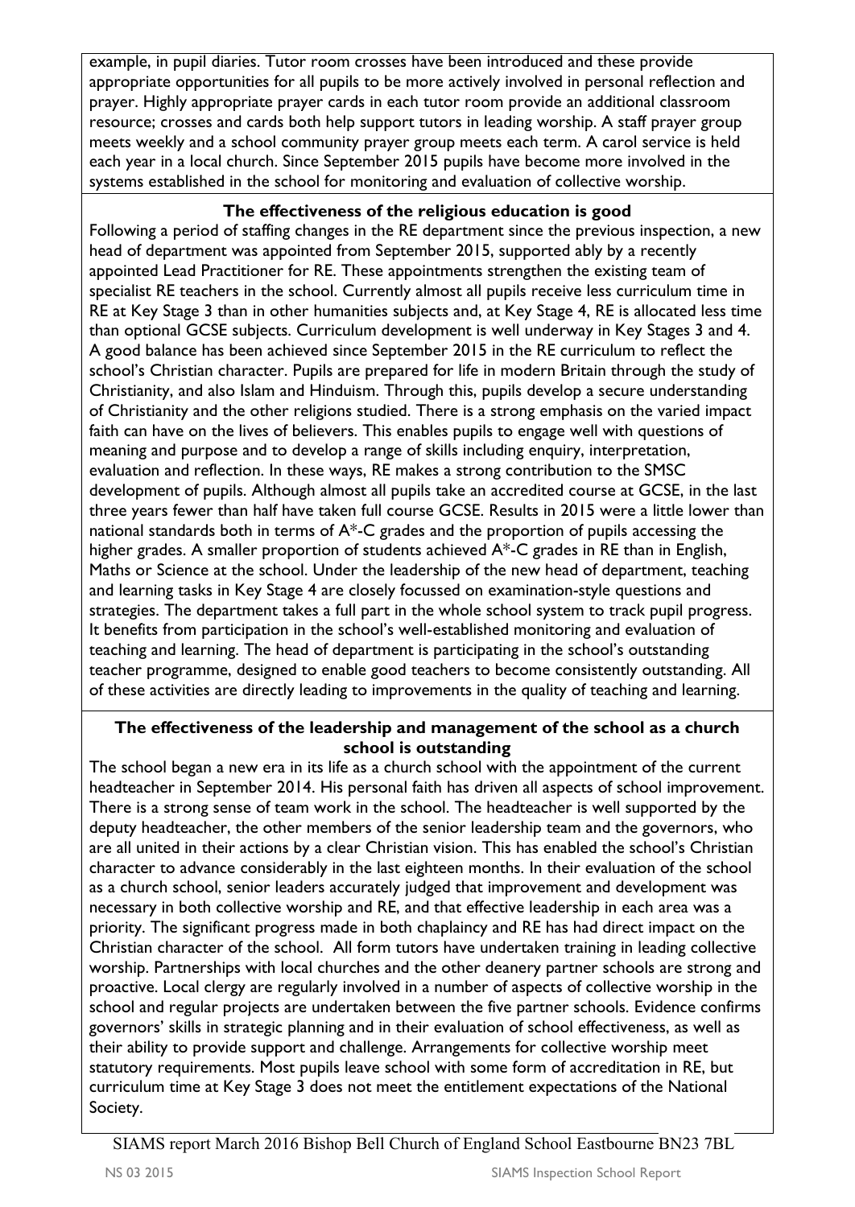example, in pupil diaries. Tutor room crosses have been introduced and these provide appropriate opportunities for all pupils to be more actively involved in personal reflection and prayer. Highly appropriate prayer cards in each tutor room provide an additional classroom resource; crosses and cards both help support tutors in leading worship. A staff prayer group meets weekly and a school community prayer group meets each term. A carol service is held each year in a local church. Since September 2015 pupils have become more involved in the systems established in the school for monitoring and evaluation of collective worship.

**The effectiveness of the religious education is good**

Following a period of staffing changes in the RE department since the previous inspection, a new head of department was appointed from September 2015, supported ably by a recently appointed Lead Practitioner for RE. These appointments strengthen the existing team of specialist RE teachers in the school. Currently almost all pupils receive less curriculum time in RE at Key Stage 3 than in other humanities subjects and, at Key Stage 4, RE is allocated less time than optional GCSE subjects. Curriculum development is well underway in Key Stages 3 and 4. A good balance has been achieved since September 2015 in the RE curriculum to reflect the school's Christian character. Pupils are prepared for life in modern Britain through the study of Christianity, and also Islam and Hinduism. Through this, pupils develop a secure understanding of Christianity and the other religions studied. There is a strong emphasis on the varied impact faith can have on the lives of believers. This enables pupils to engage well with questions of meaning and purpose and to develop a range of skills including enquiry, interpretation, evaluation and reflection. In these ways, RE makes a strong contribution to the SMSC development of pupils. Although almost all pupils take an accredited course at GCSE, in the last three years fewer than half have taken full course GCSE. Results in 2015 were a little lower than national standards both in terms of A*-C grades and the proportion of pupils accessing the higher grades. A smaller proportion of students achieved A*-C grades in RE than in English, Maths or Science at the school. Under the leadership of the new head of department, teaching and learning tasks in Key Stage 4 are closely focussed on examination-style questions and strategies. The department takes a full part in the whole school system to track pupil progress. It benefits from participation in the school's well-established monitoring and evaluation of teaching and learning. The head of department is participating in the school's outstanding teacher programme, designed to enable good teachers to become consistently outstanding. All of these activities are directly leading to improvements in the quality of teaching and learning.

**The effectiveness of the leadership and management of the school as a church school is outstanding**

The school began a new era in its life as a church school with the appointment of the current headteacher in September 2014. His personal faith has driven all aspects of school improvement. There is a strong sense of team work in the school. The headteacher is well supported by the deputy headteacher, the other members of the senior leadership team and the governors, who are all united in their actions by a clear Christian vision. This has enabled the school's Christian character to advance considerably in the last eighteen months. In their evaluation of the school as a church school, senior leaders accurately judged that improvement and development was necessary in both collective worship and RE, and that effective leadership in each area was a priority. The significant progress made in both chaplaincy and RE has had direct impact on the Christian character of the school. All form tutors have undertaken training in leading collective worship. Partnerships with local churches and the other deanery partner schools are strong and proactive. Local clergy are regularly involved in a number of aspects of collective worship in the school and regular projects are undertaken between the five partner schools. Evidence confirms governors' skills in strategic planning and in their evaluation of school effectiveness, as well as their ability to provide support and challenge. Arrangements for collective worship meet statutory requirements. Most pupils leave school with some form of accreditation in RE, but curriculum time at Key Stage 3 does not meet the entitlement expectations of the National Society.

SIAMS report March 2016 Bishop Bell Church of England School Eastbourne BN23 7BL